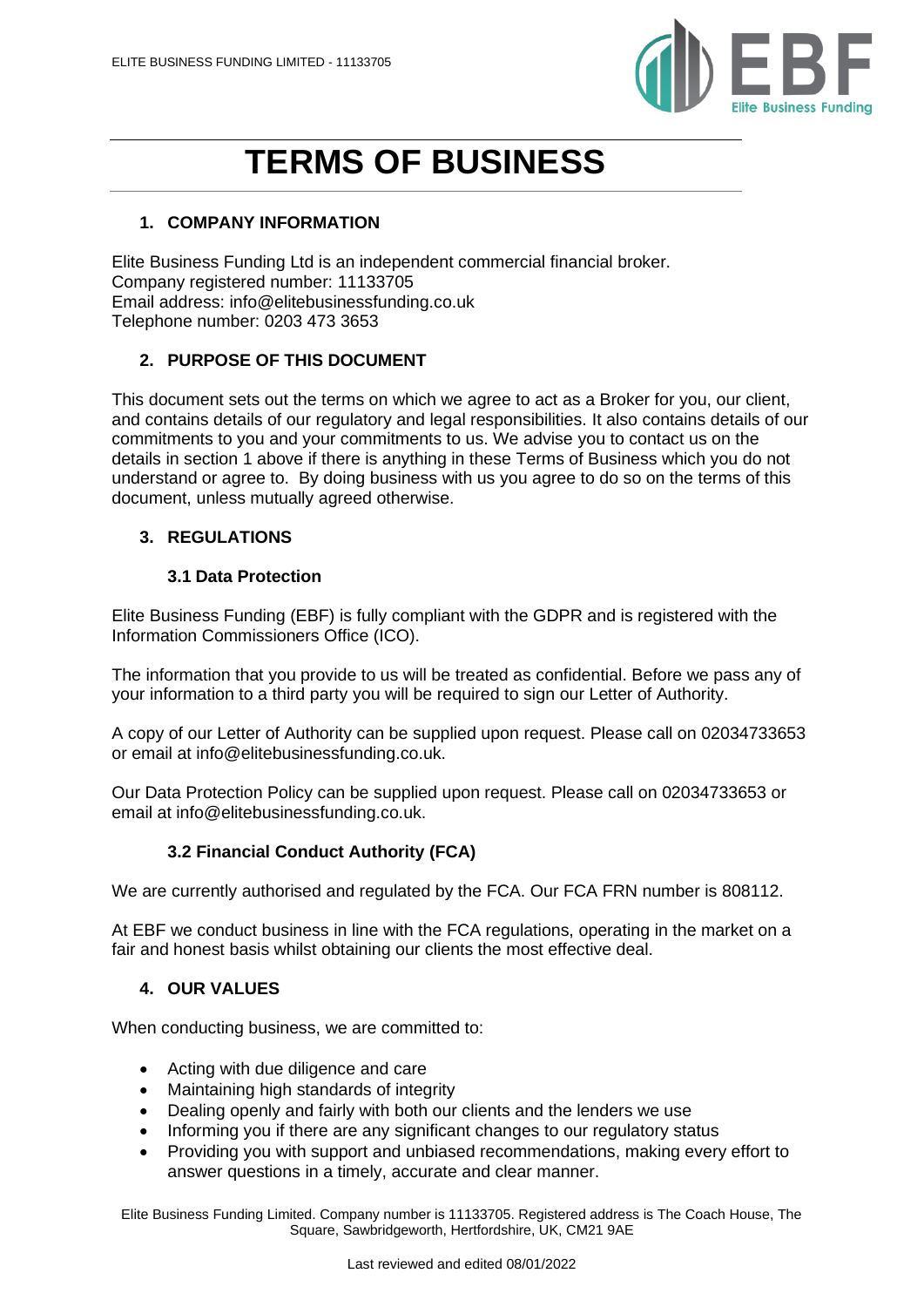# TERMS OF BUSINESS

## 1. COMPANY INFORMATION

Elite Business Funding Ltd is an independent commercial financial broker.
Company registered number: 11133705
Email address: info@elitebusinessfunding.co.uk
Telephone number: 0203 473 3653

## 2. PURPOSE OF THIS DOCUMENT

This document sets out the terms on which we agree to act as a Broker for you, our client, and contains details of our regulatory and legal responsibilities. It also contains details of our commitments to you and your commitments to us. We advise you to contact us on the details in section 1 above if there is anything in these Terms of Business which you do not understand or agree to. By doing business with us you agree to do so on the terms of this document, unless mutually agreed otherwise.

## 3. REGULATIONS

### 3.1 Data Protection

Elite Business Funding (EBF) is fully compliant with the GDPR and is registered with the Information Commissioners Office (ICO).

The information that you provide to us will be treated as confidential. Before we pass any of your information to a third party you will be required to sign our Letter of Authority.

A copy of our Letter of Authority can be supplied upon request. Please call on 02034733653 or email at info@elitebusinessfunding.co.uk.

Our Data Protection Policy can be supplied upon request. Please call on 02034733653 or email at info@elitebusinessfunding.co.uk.

### 3.2 Financial Conduct Authority (FCA)

We are currently authorised and regulated by the FCA. Our FCA FRN number is 808112.

At EBF we conduct business in line with the FCA regulations, operating in the market on a fair and honest basis whilst obtaining our clients the most effective deal.

## 4. OUR VALUES

When conducting business, we are committed to:

- Acting with due diligence and care
- Maintaining high standards of integrity
- Dealing openly and fairly with both our clients and the lenders we use
- Informing you if there are any significant changes to our regulatory status
- Providing you with support and unbiased recommendations, making every effort to answer questions in a timely, accurate and clear manner.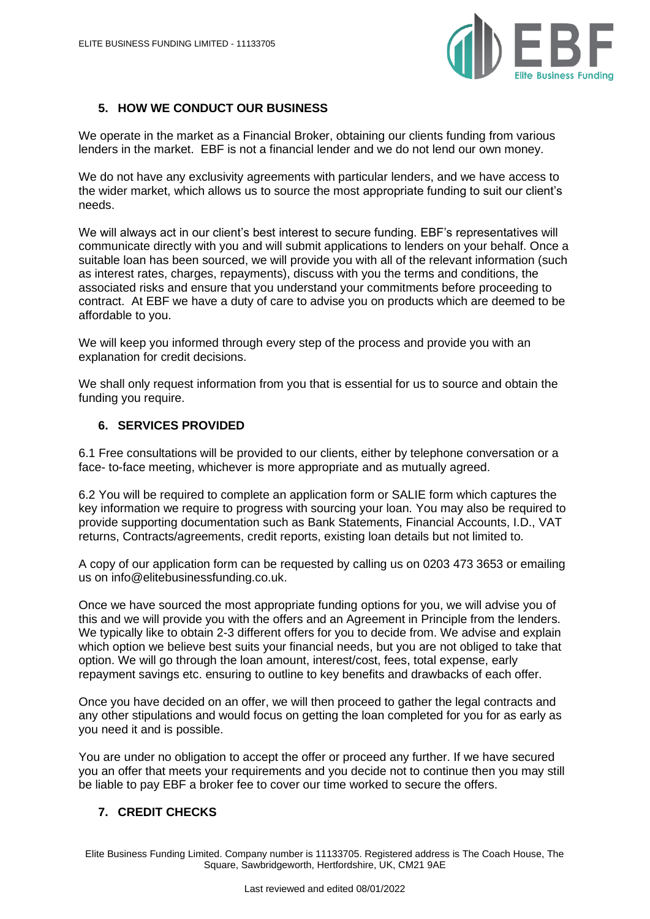## 5. HOW WE CONDUCT OUR BUSINESS

We operate in the market as a Financial Broker, obtaining our clients funding from various lenders in the market. EBF is not a financial lender and we do not lend our own money.

We do not have any exclusivity agreements with particular lenders, and we have access to the wider market, which allows us to source the most appropriate funding to suit our client's needs.

We will always act in our client's best interest to secure funding. EBF's representatives will communicate directly with you and will submit applications to lenders on your behalf. Once a suitable loan has been sourced, we will provide you with all of the relevant information (such as interest rates, charges, repayments), discuss with you the terms and conditions, the associated risks and ensure that you understand your commitments before proceeding to contract. At EBF we have a duty of care to advise you on products which are deemed to be affordable to you.

We will keep you informed through every step of the process and provide you with an explanation for credit decisions.

We shall only request information from you that is essential for us to source and obtain the funding you require.

## 6. SERVICES PROVIDED

6.1 Free consultations will be provided to our clients, either by telephone conversation or a face- to-face meeting, whichever is more appropriate and as mutually agreed.

6.2 You will be required to complete an application form or SALIE form which captures the key information we require to progress with sourcing your loan. You may also be required to provide supporting documentation such as Bank Statements, Financial Accounts, I.D., VAT returns, Contracts/agreements, credit reports, existing loan details but not limited to.

A copy of our application form can be requested by calling us on 0203 473 3653 or emailing us on info@elitebusinessfunding.co.uk.

Once we have sourced the most appropriate funding options for you, we will advise you of this and we will provide you with the offers and an Agreement in Principle from the lenders. We typically like to obtain 2-3 different offers for you to decide from. We advise and explain which option we believe best suits your financial needs, but you are not obliged to take that option. We will go through the loan amount, interest/cost, fees, total expense, early repayment savings etc. ensuring to outline to key benefits and drawbacks of each offer.

Once you have decided on an offer, we will then proceed to gather the legal contracts and any other stipulations and would focus on getting the loan completed for you for as early as you need it and is possible.

You are under no obligation to accept the offer or proceed any further. If we have secured you an offer that meets your requirements and you decide not to continue then you may still be liable to pay EBF a broker fee to cover our time worked to secure the offers.

## 7. CREDIT CHECKS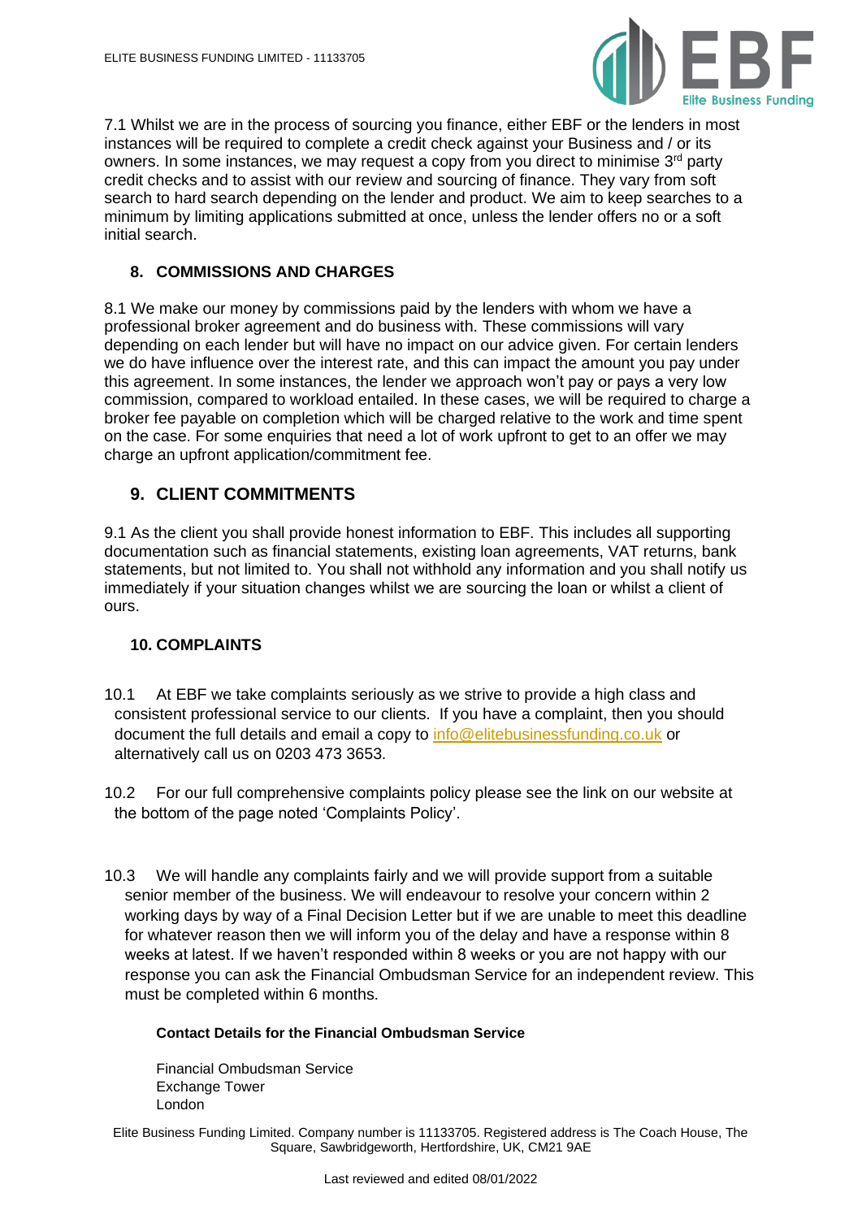7.1 Whilst we are in the process of sourcing you finance, either EBF or the lenders in most instances will be required to complete a credit check against your Business and / or its owners. In some instances, we may request a copy from you direct to minimise 3rd party credit checks and to assist with our review and sourcing of finance. They vary from soft search to hard search depending on the lender and product. We aim to keep searches to a minimum by limiting applications submitted at once, unless the lender offers no or a soft initial search.

## 8. COMMISSIONS AND CHARGES

8.1 We make our money by commissions paid by the lenders with whom we have a professional broker agreement and do business with. These commissions will vary depending on each lender but will have no impact on our advice given. For certain lenders we do have influence over the interest rate, and this can impact the amount you pay under this agreement. In some instances, the lender we approach won't pay or pays a very low commission, compared to workload entailed. In these cases, we will be required to charge a broker fee payable on completion which will be charged relative to the work and time spent on the case. For some enquiries that need a lot of work upfront to get to an offer we may charge an upfront application/commitment fee.

## 9. CLIENT COMMITMENTS

9.1 As the client you shall provide honest information to EBF. This includes all supporting documentation such as financial statements, existing loan agreements, VAT returns, bank statements, but not limited to. You shall not withhold any information and you shall notify us immediately if your situation changes whilst we are sourcing the loan or whilst a client of ours.

## 10. COMPLAINTS

10.1 At EBF we take complaints seriously as we strive to provide a high class and consistent professional service to our clients. If you have a complaint, then you should document the full details and email a copy to info@elitebusinessfunding.co.uk or alternatively call us on 0203 473 3653.

10.2 For our full comprehensive complaints policy please see the link on our website at the bottom of the page noted 'Complaints Policy'.

10.3 We will handle any complaints fairly and we will provide support from a suitable senior member of the business. We will endeavour to resolve your concern within 2 working days by way of a Final Decision Letter but if we are unable to meet this deadline for whatever reason then we will inform you of the delay and have a response within 8 weeks at latest. If we haven't responded within 8 weeks or you are not happy with our response you can ask the Financial Ombudsman Service for an independent review. This must be completed within 6 months.

**Contact Details for the Financial Ombudsman Service**

Financial Ombudsman Service
Exchange Tower
London

Elite Business Funding Limited. Company number is 11133705. Registered address is The Coach House, The Square, Sawbridgeworth, Hertfordshire, UK, CM21 9AE

Last reviewed and edited 08/01/2022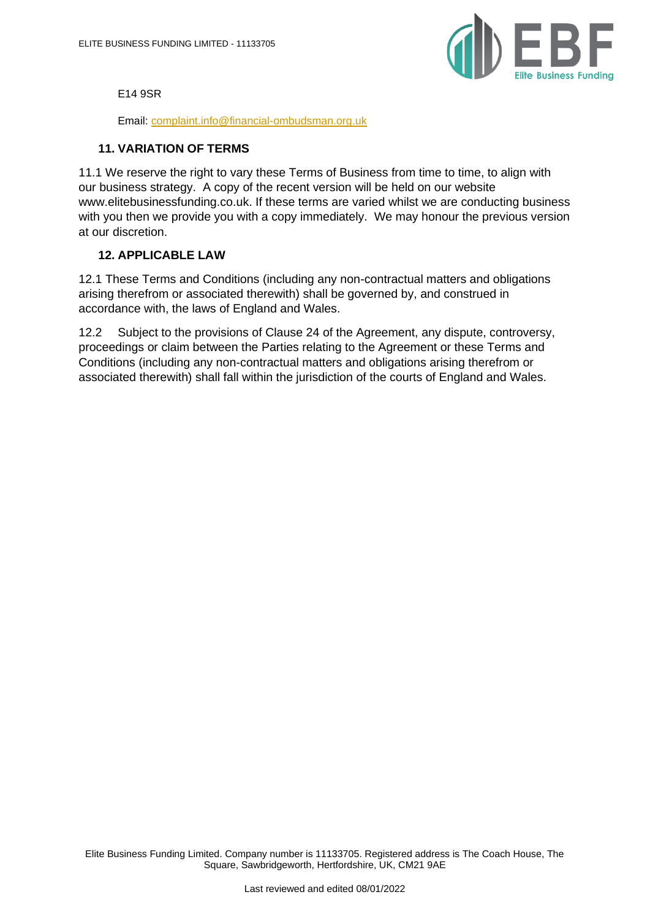E14 9SR

Email: complaint.info@financial-ombudsman.org.uk

**11. VARIATION OF TERMS**

11.1 We reserve the right to vary these Terms of Business from time to time, to align with our business strategy. A copy of the recent version will be held on our website www.elitebusinessfunding.co.uk. If these terms are varied whilst we are conducting business with you then we provide you with a copy immediately. We may honour the previous version at our discretion.

**12. APPLICABLE LAW**

12.1 These Terms and Conditions (including any non-contractual matters and obligations arising therefrom or associated therewith) shall be governed by, and construed in accordance with, the laws of England and Wales.

12.2 Subject to the provisions of Clause 24 of the Agreement, any dispute, controversy, proceedings or claim between the Parties relating to the Agreement or these Terms and Conditions (including any non-contractual matters and obligations arising therefrom or associated therewith) shall fall within the jurisdiction of the courts of England and Wales.